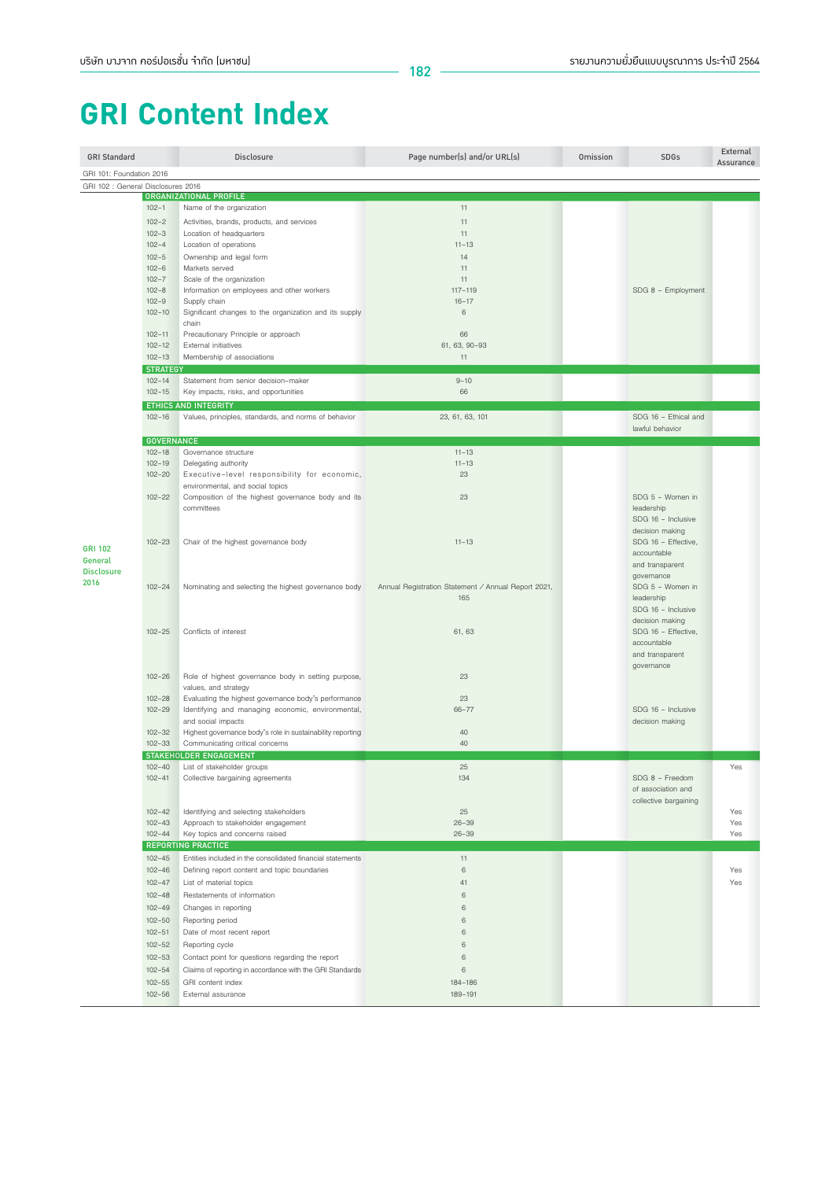# GRI Content Index

| GRI Standard | | Disclosure | Page number(s) and/or URL(s) | Omission | SDGs | External Assurance |
|---|---|---|---|---|---|---|
| GRI 101: Foundation 2016 | | | | | | |
| GRI 102 : General Disclosures 2016 | | | | | | |
| | ORGANIZATIONAL PROFILE | | | | | |
| GRI 102 General Disclosure 2016 | 102-1 | Name of the organization | 11 | | | |
| | 102-2 | Activities, brands, products, and services | 11 | | | |
| | 102-3 | Location of headquarters | 11 | | | |
| | 102-4 | Location of operations | 11-13 | | | |
| | 102-5 | Ownership and legal form | 14 | | | |
| | 102-6 | Markets served | 11 | | | |
| | 102-7 | Scale of the organization | 11 | | | |
| | 102-8 | Information on employees and other workers | 117-119 | | SDG 8 - Employment | |
| | 102-9 | Supply chain | 16-17 | | | |
| | 102-10 | Significant changes to the organization and its supply chain | 6 | | | |
| | 102-11 | Precautionary Principle or approach | 66 | | | |
| | 102-12 | External initiatives | 61, 63, 90-93 | | | |
| | 102-13 | Membership of associations | 11 | | | |
| | STRATEGY | | | | | |
| | 102-14 | Statement from senior decision-maker | 9-10 | | | |
| | 102-15 | Key impacts, risks, and opportunities | 66 | | | |
| | ETHICS AND INTEGRITY | | | | | |
| | 102-16 | Values, principles, standards, and norms of behavior | 23, 61, 63, 101 | | SDG 16 - Ethical and lawful behavior | |
| | GOVERNANCE | | | | | |
| | 102-18 | Governance structure | 11-13 | | | |
| | 102-19 | Delegating authority | 11-13 | | | |
| | 102-20 | Executive-level responsibility for economic, environmental, and social topics | 23 | | | |
| | 102-22 | Composition of the highest governance body and its committees | 23 | | SDG 5 - Women in leadership<br>SDG 16 - Inclusive decision making | |
| | 102-23 | Chair of the highest governance body | 11-13 | | SDG 16 - Effective, accountable and transparent governance | |
| | 102-24 | Nominating and selecting the highest governance body | Annual Registration Statement / Annual Report 2021, 165 | | SDG 5 - Women in leadership<br>SDG 16 - Inclusive decision making | |
| | 102-25 | Conflicts of interest | 61, 63 | | SDG 16 - Effective, accountable and transparent governance | |
| | 102-26 | Role of highest governance body in setting purpose, values, and strategy | 23 | | | |
| | 102-28 | Evaluating the highest governance body's performance | 23 | | | |
| | 102-29 | Identifying and managing economic, environmental, and social impacts | 66-77 | | SDG 16 - Inclusive decision making | |
| | 102-32 | Highest governance body's role in sustainability reporting | 40 | | | |
| | 102-33 | Communicating critical concerns | 40 | | | |
| | STAKEHOLDER ENGAGEMENT | | | | | |
| | 102-40 | List of stakeholder groups | 25 | | | Yes |
| | 102-41 | Collective bargaining agreements | 134 | | SDG 8 - Freedom of association and collective bargaining | |
| | 102-42 | Identifying and selecting stakeholders | 25 | | | Yes |
| | 102-43 | Approach to stakeholder engagement | 26-39 | | | Yes |
| | 102-44 | Key topics and concerns raised | 26-39 | | | Yes |
| | REPORTING PRACTICE | | | | | |
| | 102-45 | Entities included in the consolidated financial statements | 11 | | | |
| | 102-46 | Defining report content and topic boundaries | 6 | | | Yes |
| | 102-47 | List of material topics | 41 | | | Yes |
| | 102-48 | Restatements of information | 6 | | | |
| | 102-49 | Changes in reporting | 6 | | | |
| | 102-50 | Reporting period | 6 | | | |
| | 102-51 | Date of most recent report | 6 | | | |
| | 102-52 | Reporting cycle | 6 | | | |
| | 102-53 | Contact point for questions regarding the report | 6 | | | |
| | 102-54 | Claims of reporting in accordance with the GRI Standards | 6 | | | |
| | 102-55 | GRI content index | 184-186 | | | |
| | 102-56 | External assurance | 189-191 | | | |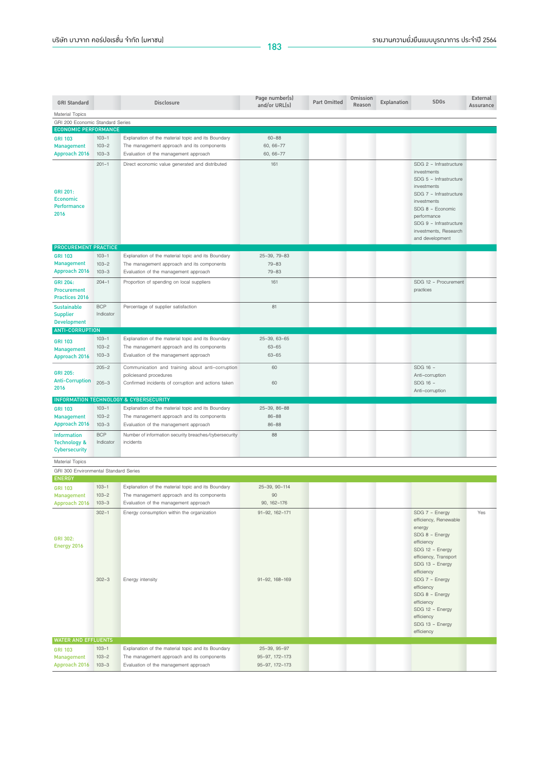| GRI Standard | | Disclosure | Page number(s) and/or URL(s) | Part Omitted | Omission Reason | Explanation | SDGs | External Assurance |
|---|---|---|---|---|---|---|---|---|
| Material Topics | | | | | | | | |
| GRI 200 Economic Standard Series | | | | | | | | |
| **ECONOMIC PERFORMANCE** | | | | | | | | |
| GRI 103 Management Approach 2016 | 103-1 | Explanation of the material topic and its Boundary | 60-88 | | | | | |
| | 103-2 | The management approach and its components | 60, 66-77 | | | | | |
| | 103-3 | Evaluation of the management approach | 60, 66-77 | | | | | |
| GRI 201: Economic Performance 2016 | 201-1 | Direct economic value generated and distributed | 161 | | | | SDG 2 - Infrastructure investments<br>SDG 5 - Infrastructure investments<br>SDG 7 - Infrastructure investments<br>SDG 8 - Economic performance<br>SDG 9 - Infrastructure investments, Research and development | |
| **PROCUREMENT PRACTICE** | | | | | | | | |
| GRI 103 Management Approach 2016 | 103-1 | Explanation of the material topic and its Boundary | 25-39, 79-83 | | | | | |
| | 103-2 | The management approach and its components | 79-83 | | | | | |
| | 103-3 | Evaluation of the management approach | 79-83 | | | | | |
| GRI 204: Procurement Practices 2016 | 204-1 | Proportion of spending on local suppliers | 161 | | | | SDG 12 - Procurement practices | |
| Sustainable Supplier Development | BCP Indicator | Percentage of supplier satisfaction | 81 | | | | | |
| **ANTI-CORRUPTION** | | | | | | | | |
| GRI 103 Management Approach 2016 | 103-1 | Explanation of the material topic and its Boundary | 25-39, 63-65 | | | | | |
| | 103-2 | The management approach and its components | 63-65 | | | | | |
| | 103-3 | Evaluation of the management approach | 63-65 | | | | | |
| GRI 205: Anti-Corruption 2016 | 205-2 | Communication and training about anti-corruption policiesand procedures | 60 | | | | SDG 16 - Anti-corruption | |
| | 205-3 | Confirmed incidents of corruption and actions taken | 60 | | | | SDG 16 - Anti-corruption | |
| **INFORMATION TECHNOLOGY & CYBERSECURITY** | | | | | | | | |
| GRI 103 Management Approach 2016 | 103-1 | Explanation of the material topic and its Boundary | 25-39, 86-88 | | | | | |
| | 103-2 | The management approach and its components | 86-88 | | | | | |
| | 103-3 | Evaluation of the management approach | 86-88 | | | | | |
| Information Technology & Cybersecurity | BCP Indicator | Number of information security breaches/cybersecurity incidents | 88 | | | | | |
| Material Topics | | | | | | | | |
| GRI 300 Environmental Standard Series | | | | | | | | |
| **ENERGY** | | | | | | | | |
| GRI 103 Management Approach 2016 | 103-1 | Explanation of the material topic and its Boundary | 25-39, 90-114 | | | | | |
| | 103-2 | The management approach and its components | 90 | | | | | |
| | 103-3 | Evaluation of the management approach | 90, 162-176 | | | | | |
| GRI 302: Energy 2016 | 302-1 | Energy consumption within the organization | 91-92, 162-171 | | | | SDG 7 - Energy efficiency, Renewable energy<br>SDG 8 - Energy efficiency<br>SDG 12 - Energy efficiency, Transport<br>SDG 13 - Energy efficiency | Yes |
| | 302-3 | Energy intensity | 91-92, 168-169 | | | | SDG 7 - Energy efficiency<br>SDG 8 - Energy efficiency<br>SDG 12 - Energy efficiency<br>SDG 13 - Energy efficiency | |
| **WATER AND EFFLUENTS** | | | | | | | | |
| GRI 103 Management Approach 2016 | 103-1 | Explanation of the material topic and its Boundary | 25-39, 95-97 | | | | | |
| | 103-2 | The management approach and its components | 95-97, 172-173 | | | | | |
| | 103-3 | Evaluation of the management approach | 95-97, 172-173 | | | | | |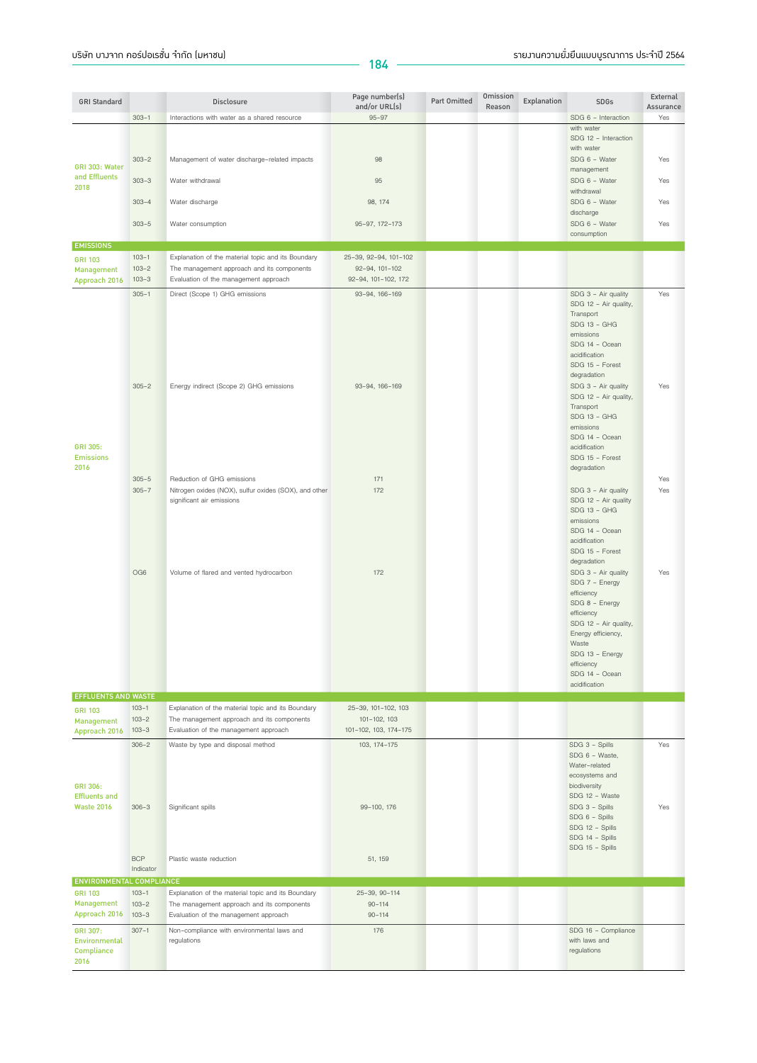| GRI Standard | | Disclosure | Page number(s) and/or URL(s) | Part Omitted | Omission Reason | Explanation | SDGs | External Assurance |
|---|---|---|---|---|---|---|---|---|
| | 303-1 | Interactions with water as a shared resource | 95-97 | | | | SDG 6 - Interaction with water<br>SDG 12 - Interaction with water | Yes |
| GRI 303: Water and Effluents 2018 | 303-2 | Management of water discharge-related impacts | 98 | | | | SDG 6 - Water management | Yes |
| | 303-3 | Water withdrawal | 95 | | | | SDG 6 - Water withdrawal | Yes |
| | 303-4 | Water discharge | 98, 174 | | | | SDG 6 - Water discharge | Yes |
| | 303-5 | Water consumption | 95-97, 172-173 | | | | SDG 6 - Water consumption | Yes |
| **EMISSIONS** | | | | | | | | |
| GRI 103 Management Approach 2016 | 103-1 | Explanation of the material topic and its Boundary | 25-39, 92-94, 101-102 | | | | | |
| | 103-2 | The management approach and its components | 92-94, 101-102 | | | | | |
| | 103-3 | Evaluation of the management approach | 92-94, 101-102, 172 | | | | | |
| GRI 305: Emissions 2016 | 305-1 | Direct (Scope 1) GHG emissions | 93-94, 166-169 | | | | SDG 3 - Air quality<br>SDG 12 - Air quality, Transport<br>SDG 13 - GHG emissions<br>SDG 14 - Ocean acidification<br>SDG 15 - Forest degradation | Yes |
| | 305-2 | Energy indirect (Scope 2) GHG emissions | 93-94, 166-169 | | | | SDG 3 - Air quality<br>SDG 12 - Air quality, Transport<br>SDG 13 - GHG emissions<br>SDG 14 - Ocean acidification<br>SDG 15 - Forest degradation | Yes |
| | 305-5 | Reduction of GHG emissions | 171 | | | | | Yes |
| | 305-7 | Nitrogen oxides (NOX), sulfur oxides (SOX), and other significant air emissions | 172 | | | | SDG 3 - Air quality<br>SDG 12 - Air quality<br>SDG 13 - GHG emissions<br>SDG 14 - Ocean acidification<br>SDG 15 - Forest degradation | Yes |
| | OG6 | Volume of flared and vented hydrocarbon | 172 | | | | SDG 3 - Air quality<br>SDG 7 - Energy efficiency<br>SDG 8 - Energy efficiency<br>SDG 12 - Air quality, Energy efficiency, Waste<br>SDG 13 - Energy efficiency<br>SDG 14 - Ocean acidification | Yes |
| **EFFLUENTS AND WASTE** | | | | | | | | |
| GRI 103 Management Approach 2016 | 103-1 | Explanation of the material topic and its Boundary | 25-39, 101-102, 103 | | | | | |
| | 103-2 | The management approach and its components | 101-102, 103 | | | | | |
| | 103-3 | Evaluation of the management approach | 101-102, 103, 174-175 | | | | | |
| GRI 306: Effluents and Waste 2016 | 306-2 | Waste by type and disposal method | 103, 174-175 | | | | SDG 3 - Spills<br>SDG 6 - Waste, Water-related ecosystems and biodiversity<br>SDG 12 - Waste | Yes |
| | 306-3 | Significant spills | 99-100, 176 | | | | SDG 3 - Spills<br>SDG 6 - Spills<br>SDG 12 - Spills<br>SDG 14 - Spills<br>SDG 15 - Spills | Yes |
| | BCP Indicator | Plastic waste reduction | 51, 159 | | | | | |
| **ENVIRONMENTAL COMPLIANCE** | | | | | | | | |
| GRI 103 Management Approach 2016 | 103-1 | Explanation of the material topic and its Boundary | 25-39, 90-114 | | | | | |
| | 103-2 | The management approach and its components | 90-114 | | | | | |
| | 103-3 | Evaluation of the management approach | 90-114 | | | | | |
| GRI 307: Environmental Compliance 2016 | 307-1 | Non-compliance with environmental laws and regulations | 176 | | | | SDG 16 - Compliance with laws and regulations | |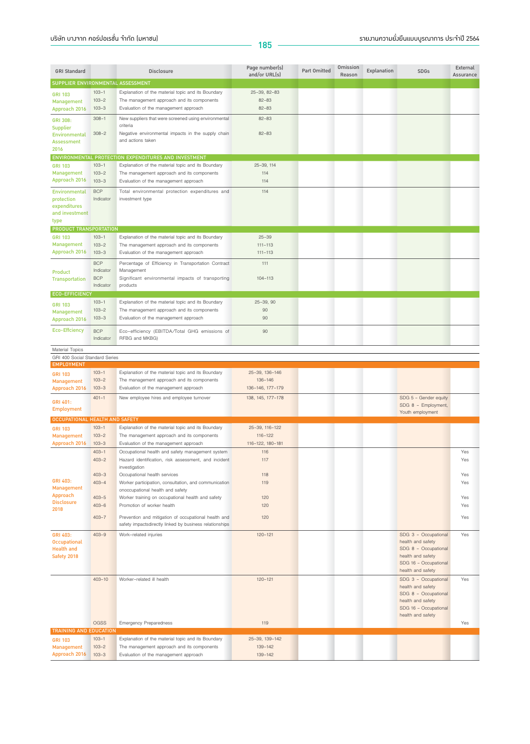| GRI Standard | | Disclosure | Page number(s) and/or URL(s) | Part Omitted | Omission Reason | Explanation | SDGs | External Assurance |
|---|---|---|---|---|---|---|---|---|
| **SUPPLIER ENVIRONMENTAL ASSESSMENT** | | | | | | | | |
| GRI 103 Management Approach 2016 | 103-1 | Explanation of the material topic and its Boundary | 25-39, 82-83 | | | | | |
| | 103-2 | The management approach and its components | 82-83 | | | | | |
| | 103-3 | Evaluation of the management approach | 82-83 | | | | | |
| GRI 308: Supplier Environmental Assessment 2016 | 308-1 | New suppliers that were screened using environmental criteria | 82-83 | | | | | |
| | 308-2 | Negative environmental impacts in the supply chain and actions taken | 82-83 | | | | | |
| **ENVIRONMENTAL PROTECTION EXPENDITURES AND INVESTMENT** | | | | | | | | |
| GRI 103 Management Approach 2016 | 103-1 | Explanation of the material topic and its Boundary | 25-39, 114 | | | | | |
| | 103-2 | The management approach and its components | 114 | | | | | |
| | 103-3 | Evaluation of the management approach | 114 | | | | | |
| Environmental protection expenditures and investment type | BCP Indicator | Total environmental protection expenditures and investment type | 114 | | | | | |
| **PRODUCT TRANSPORTATION** | | | | | | | | |
| GRI 103 Management Approach 2016 | 103-1 | Explanation of the material topic and its Boundary | 25-39 | | | | | |
| | 103-2 | The management approach and its components | 111-113 | | | | | |
| | 103-3 | Evaluation of the management approach | 111-113 | | | | | |
| Product Transportation | BCP Indicator | Percentage of Efficiency in Transportation Contract Management | 111 | | | | | |
| | BCP Indicator | Significant environmental impacts of transporting products | 104-113 | | | | | |
| **ECO-EFFICIENCY** | | | | | | | | |
| GRI 103 Management Approach 2016 | 103-1 | Explanation of the material topic and its Boundary | 25-39, 90 | | | | | |
| | 103-2 | The management approach and its components | 90 | | | | | |
| | 103-3 | Evaluation of the management approach | 90 | | | | | |
| Eco-Effciency | BCP Indicator | Eco-efficiency (EBITDA/Total GHG emissions of RFBG and MKBG) | 90 | | | | | |
| Material Topics | | | | | | | | |
| GRI 400 Social Standard Series | | | | | | | | |
| **EMPLOYMENT** | | | | | | | | |
| GRI 103 Management Approach 2016 | 103-1 | Explanation of the material topic and its Boundary | 25-39, 136-146 | | | | | |
| | 103-2 | The management approach and its components | 136-146 | | | | | |
| | 103-3 | Evaluation of the management approach | 136-146, 177-179 | | | | | |
| GRI 401: Employment | 401-1 | New employee hires and employee turnover | 138, 145, 177-178 | | | | SDG 5 - Gender equity<br>SDG 8 - Employment, Youth employment | |
| **OCCUPATIONAL HEALTH AND SAFETY** | | | | | | | | |
| GRI 103 Management Approach 2016 | 103-1 | Explanation of the material topic and its Boundary | 25-39, 116-122 | | | | | |
| | 103-2 | The management approach and its components | 116-122 | | | | | |
| | 103-3 | Evaluation of the management approach | 116-122, 180-181 | | | | | |
| GRI 403: Management Approach Disclosure 2018 | 403-1 | Occupational health and safety management system | 116 | | | | | Yes |
| | 403-2 | Hazard identification, risk assessment, and incident investigation | 117 | | | | | Yes |
| | 403-3 | Occupational health services | 118 | | | | | Yes |
| | 403-4 | Worker participation, consultation, and communication onoccupational health and safety | 119 | | | | | Yes |
| | 403-5 | Worker training on occupational health and safety | 120 | | | | | Yes |
| | 403-6 | Promotion of worker health | 120 | | | | | Yes |
| | 403-7 | Prevention and mitigation of occupational health and safety impactsdirectly linked by business relationships | 120 | | | | | Yes |
| GRI 403: Occupational Health and Safety 2018 | 403-9 | Work-related injuries | 120-121 | | | | SDG 3 - Occupational health and safety<br>SDG 8 - Occupational health and safety<br>SDG 16 - Occupational health and safety | Yes |
| | 403-10 | Worker-related ill health | 120-121 | | | | SDG 3 - Occupational health and safety<br>SDG 8 - Occupational health and safety<br>SDG 16 - Occupational health and safety | Yes |
| | OGSS | Emergency Preparedness | 119 | | | | | Yes |
| **TRAINING AND EDUCATION** | | | | | | | | |
| GRI 103 Management Approach 2016 | 103-1 | Explanation of the material topic and its Boundary | 25-39, 139-142 | | | | | |
| | 103-2 | The management approach and its components | 139-142 | | | | | |
| | 103-3 | Evaluation of the management approach | 139-142 | | | | | |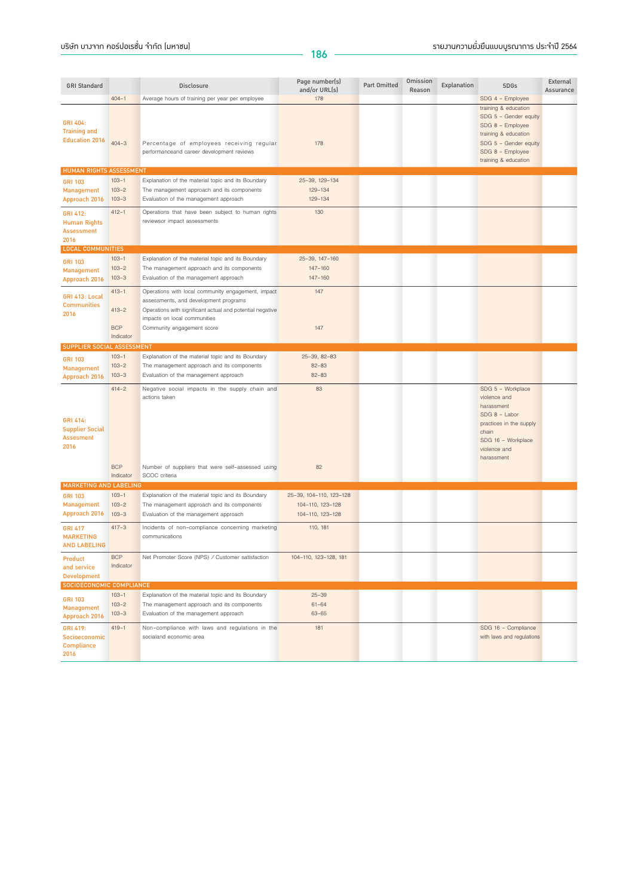| GRI Standard | | Disclosure | Page number(s) and/or URL(s) | Part Omitted | Omission Reason | Explanation | SDGs | External Assurance |
|---|---|---|---|---|---|---|---|---|
| | 404-1 | Average hours of training per year per employee | 178 | | | | SDG 4 - Employee training & education | |
| GRI 404: Training and Education 2016 | 404-3 | Percentage of employees receiving regular performanceand career development reviews | 178 | | | | SDG 5 - Gender equity SDG 8 - Employee training & education SDG 5 - Gender equity SDG 8 - Employee training & education | |
| **HUMAN RIGHTS ASSESSMENT** | | | | | | | | |
| GRI 103 Management Approach 2016 | 103-1 | Explanation of the material topic and its Boundary | 25-39, 129-134 | | | | | |
| | 103-2 | The management approach and its components | 129-134 | | | | | |
| | 103-3 | Evaluation of the management approach | 129-134 | | | | | |
| GRI 412: Human Rights Assessment 2016 | 412-1 | Operations that have been subject to human rights reviewsor impact assessments | 130 | | | | | |
| **LOCAL COMMUNITIES** | | | | | | | | |
| GRI 103 Management Approach 2016 | 103-1 | Explanation of the material topic and its Boundary | 25-39, 147-160 | | | | | |
| | 103-2 | The management approach and its components | 147-160 | | | | | |
| | 103-3 | Evaluation of the management approach | 147-160 | | | | | |
| GRI 413: Local Communities 2016 | 413-1 | Operations with local community engagement, impact assessments, and development programs | 147 | | | | | |
| | 413-2 | Operations with significant actual and potential negative impacts on local communities | | | | | | |
| | BCP Indicator | Community engagement score | 147 | | | | | |
| **SUPPLIER SOCIAL ASSESSMENT** | | | | | | | | |
| GRI 103 Management Approach 2016 | 103-1 | Explanation of the material topic and its Boundary | 25-39, 82-83 | | | | | |
| | 103-2 | The management approach and its components | 82-83 | | | | | |
| | 103-3 | Evaluation of the management approach | 82-83 | | | | | |
| GRI 414: Supplier Social Assesment 2016 | 414-2 | Negative social impacts in the supply chain and actions taken | 83 | | | | SDG 5 - Workplace violence and harassment SDG 8 - Labor practices in the supply chain SDG 16 - Workplace violence and harassment | |
| | BCP Indicator | Number of suppliers that were self-assessed using SCOC criteria | 82 | | | | | |
| **MARKETING AND LABELING** | | | | | | | | |
| GRI 103 Management Approach 2016 | 103-1 | Explanation of the material topic and its Boundary | 25-39, 104-110, 123-128 | | | | | |
| | 103-2 | The management approach and its components | 104-110, 123-128 | | | | | |
| | 103-3 | Evaluation of the management approach | 104-110, 123-128 | | | | | |
| GRI 417 MARKETING AND LABELING | 417-3 | Incidents of non-compliance concerning marketing communications | 110, 181 | | | | | |
| Product and service Development | BCP Indicator | Net Promoter Score (NPS) / Customer satisfaction | 104-110, 123-128, 181 | | | | | |
| **SOCIOECONOMIC COMPLIANCE** | | | | | | | | |
| GRI 103 Management Approach 2016 | 103-1 | Explanation of the material topic and its Boundary | 25-39 | | | | | |
| | 103-2 | The management approach and its components | 61-64 | | | | | |
| | 103-3 | Evaluation of the management approach | 63-65 | | | | | |
| GRI 419: Socioeconomic Compliance 2016 | 419-1 | Non-compliance with laws and regulations in the socialand economic area | 181 | | | | SDG 16 - Compliance with laws and regulations | |